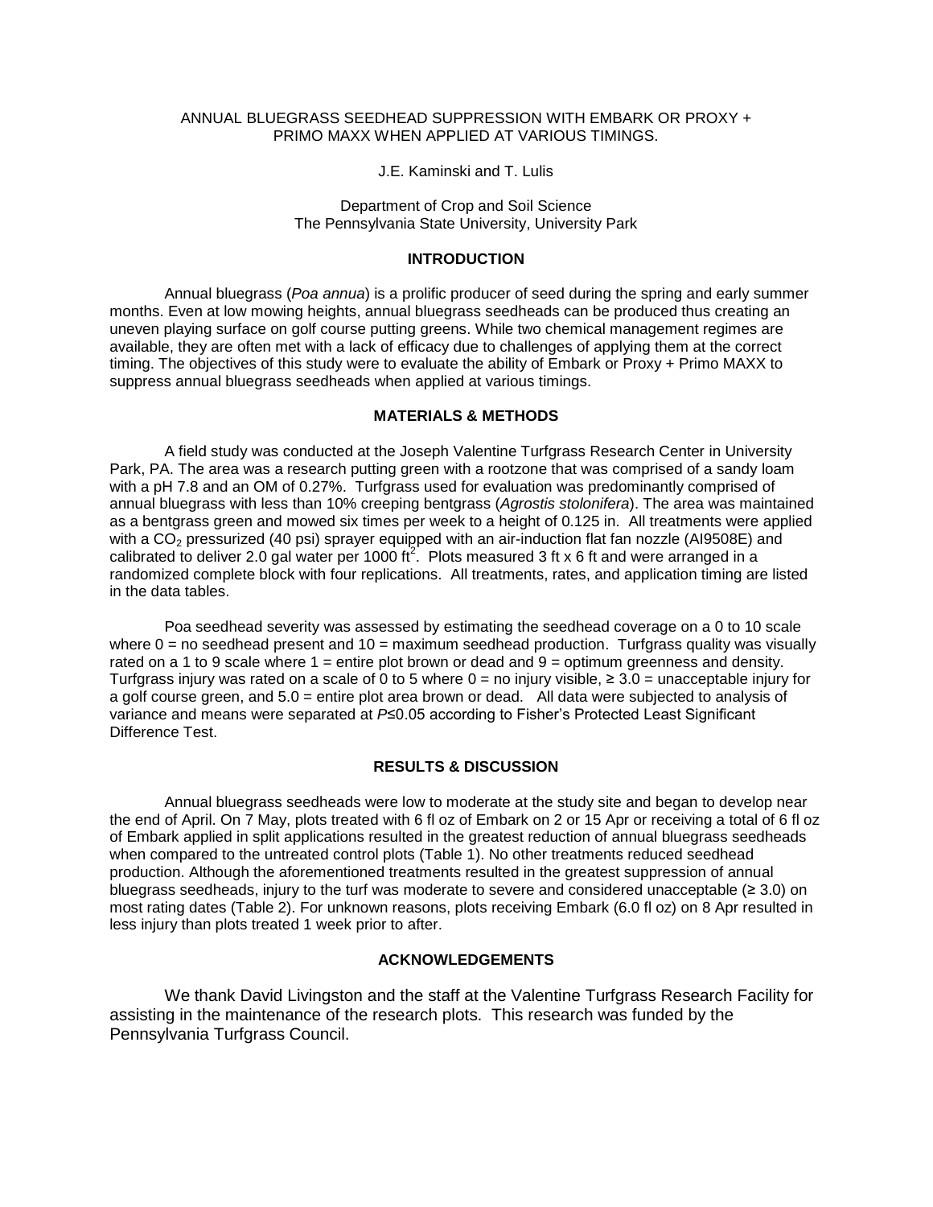# ANNUAL BLUEGRASS SEEDHEAD SUPPRESSION WITH EMBARK OR PROXY + PRIMO MAXX WHEN APPLIED AT VARIOUS TIMINGS.

J.E. Kaminski and T. Lulis

Department of Crop and Soil Science
The Pennsylvania State University, University Park

## INTRODUCTION

Annual bluegrass (*Poa annua*) is a prolific producer of seed during the spring and early summer months. Even at low mowing heights, annual bluegrass seedheads can be produced thus creating an uneven playing surface on golf course putting greens. While two chemical management regimes are available, they are often met with a lack of efficacy due to challenges of applying them at the correct timing. The objectives of this study were to evaluate the ability of Embark or Proxy + Primo MAXX to suppress annual bluegrass seedheads when applied at various timings.

## MATERIALS & METHODS

A field study was conducted at the Joseph Valentine Turfgrass Research Center in University Park, PA. The area was a research putting green with a rootzone that was comprised of a sandy loam with a pH 7.8 and an OM of 0.27%. Turfgrass used for evaluation was predominantly comprised of annual bluegrass with less than 10% creeping bentgrass (*Agrostis stolonifera*). The area was maintained as a bentgrass green and mowed six times per week to a height of 0.125 in. All treatments were applied with a $CO_2$ pressurized (40 psi) sprayer equipped with an air-induction flat fan nozzle (AI9508E) and calibrated to deliver 2.0 gal water per 1000 $ft^2$. Plots measured 3 ft x 6 ft and were arranged in a randomized complete block with four replications. All treatments, rates, and application timing are listed in the data tables.

Poa seedhead severity was assessed by estimating the seedhead coverage on a 0 to 10 scale where 0 = no seedhead present and 10 = maximum seedhead production. Turfgrass quality was visually rated on a 1 to 9 scale where 1 = entire plot brown or dead and 9 = optimum greenness and density. Turfgrass injury was rated on a scale of 0 to 5 where 0 = no injury visible, ≥ 3.0 = unacceptable injury for a golf course green, and 5.0 = entire plot area brown or dead. All data were subjected to analysis of variance and means were separated at $P \leq 0.05$ according to Fisher's Protected Least Significant Difference Test.

## RESULTS & DISCUSSION

Annual bluegrass seedheads were low to moderate at the study site and began to develop near the end of April. On 7 May, plots treated with 6 fl oz of Embark on 2 or 15 Apr or receiving a total of 6 fl oz of Embark applied in split applications resulted in the greatest reduction of annual bluegrass seedheads when compared to the untreated control plots (Table 1). No other treatments reduced seedhead production. Although the aforementioned treatments resulted in the greatest suppression of annual bluegrass seedheads, injury to the turf was moderate to severe and considered unacceptable (≥ 3.0) on most rating dates (Table 2). For unknown reasons, plots receiving Embark (6.0 fl oz) on 8 Apr resulted in less injury than plots treated 1 week prior to after.

## ACKNOWLEDGEMENTS

We thank David Livingston and the staff at the Valentine Turfgrass Research Facility for assisting in the maintenance of the research plots. This research was funded by the Pennsylvania Turfgrass Council.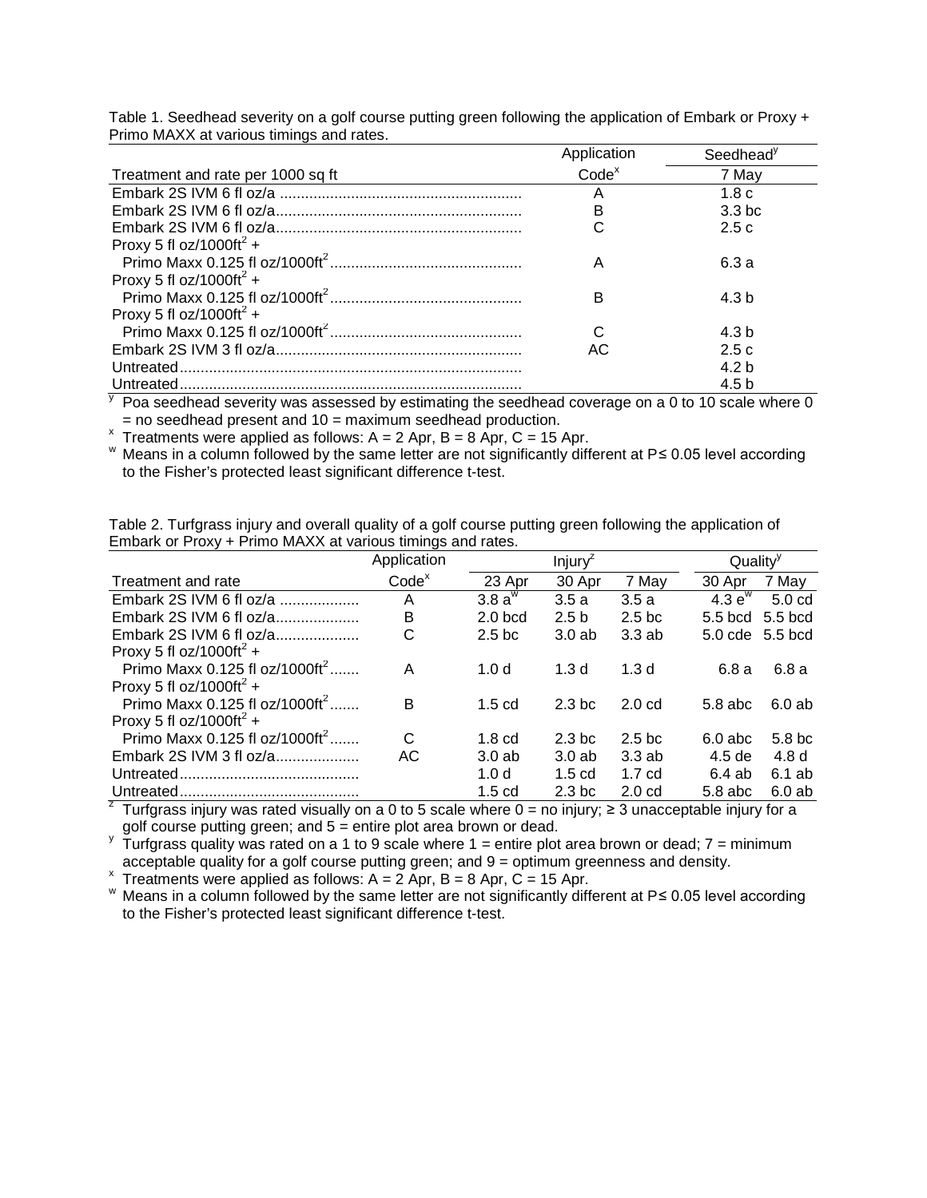Table 1. Seedhead severity on a golf course putting green following the application of Embark or Proxy + Primo MAXX at various timings and rates.

| Treatment and rate per 1000 sq ft | Application Code[x] | Seedhead[y] 7 May |
|---|---|---|
| Embark 2S IVM 6 fl oz/a | A | 1.8 c |
| Embark 2S IVM 6 fl oz/a | B | 3.3 bc |
| Embark 2S IVM 6 fl oz/a | C | 2.5 c |
| Proxy 5 fl oz/1000ft$^2$ + Primo Maxx 0.125 fl oz/1000ft$^2$ | A | 6.3 a |
| Proxy 5 fl oz/1000ft$^2$ + Primo Maxx 0.125 fl oz/1000ft$^2$ | B | 4.3 b |
| Proxy 5 fl oz/1000ft$^2$ + Primo Maxx 0.125 fl oz/1000ft$^2$ | C | 4.3 b |
| Embark 2S IVM 3 fl oz/a | AC | 2.5 c |
| Untreated | | 4.2 b |
| Untreated | | 4.5 b |

[y] Poa seedhead severity was assessed by estimating the seedhead coverage on a 0 to 10 scale where 0 = no seedhead present and 10 = maximum seedhead production.
[x] Treatments were applied as follows: A = 2 Apr, B = 8 Apr, C = 15 Apr.
[w] Means in a column followed by the same letter are not significantly different at P≤ 0.05 level according to the Fisher's protected least significant difference t-test.

Table 2. Turfgrass injury and overall quality of a golf course putting green following the application of Embark or Proxy + Primo MAXX at various timings and rates.

| Treatment and rate | Application Code[x] | Injury[z] 23 Apr | Injury[z] 30 Apr | Injury[z] 7 May | Quality[y] 30 Apr | Quality[y] 7 May |
|---|---|---|---|---|---|---|
| Embark 2S IVM 6 fl oz/a | A | 3.8 a[w] | 3.5 a | 3.5 a | 4.3 e[w] | 5.0 cd |
| Embark 2S IVM 6 fl oz/a | B | 2.0 bcd | 2.5 b | 2.5 bc | 5.5 bcd | 5.5 bcd |
| Embark 2S IVM 6 fl oz/a | C | 2.5 bc | 3.0 ab | 3.3 ab | 5.0 cde | 5.5 bcd |
| Proxy 5 fl oz/1000ft$^2$ + Primo Maxx 0.125 fl oz/1000ft$^2$ | A | 1.0 d | 1.3 d | 1.3 d | 6.8 a | 6.8 a |
| Proxy 5 fl oz/1000ft$^2$ + Primo Maxx 0.125 fl oz/1000ft$^2$ | B | 1.5 cd | 2.3 bc | 2.0 cd | 5.8 abc | 6.0 ab |
| Proxy 5 fl oz/1000ft$^2$ + Primo Maxx 0.125 fl oz/1000ft$^2$ | C | 1.8 cd | 2.3 bc | 2.5 bc | 6.0 abc | 5.8 bc |
| Embark 2S IVM 3 fl oz/a | AC | 3.0 ab | 3.0 ab | 3.3 ab | 4.5 de | 4.8 d |
| Untreated | | 1.0 d | 1.5 cd | 1.7 cd | 6.4 ab | 6.1 ab |
| Untreated | | 1.5 cd | 2.3 bc | 2.0 cd | 5.8 abc | 6.0 ab |

[z] Turfgrass injury was rated visually on a 0 to 5 scale where 0 = no injury; ≥ 3 unacceptable injury for a golf course putting green; and 5 = entire plot area brown or dead.
[y] Turfgrass quality was rated on a 1 to 9 scale where 1 = entire plot area brown or dead; 7 = minimum acceptable quality for a golf course putting green; and 9 = optimum greenness and density.
[x] Treatments were applied as follows: A = 2 Apr, B = 8 Apr, C = 15 Apr.
[w] Means in a column followed by the same letter are not significantly different at P≤ 0.05 level according to the Fisher's protected least significant difference t-test.